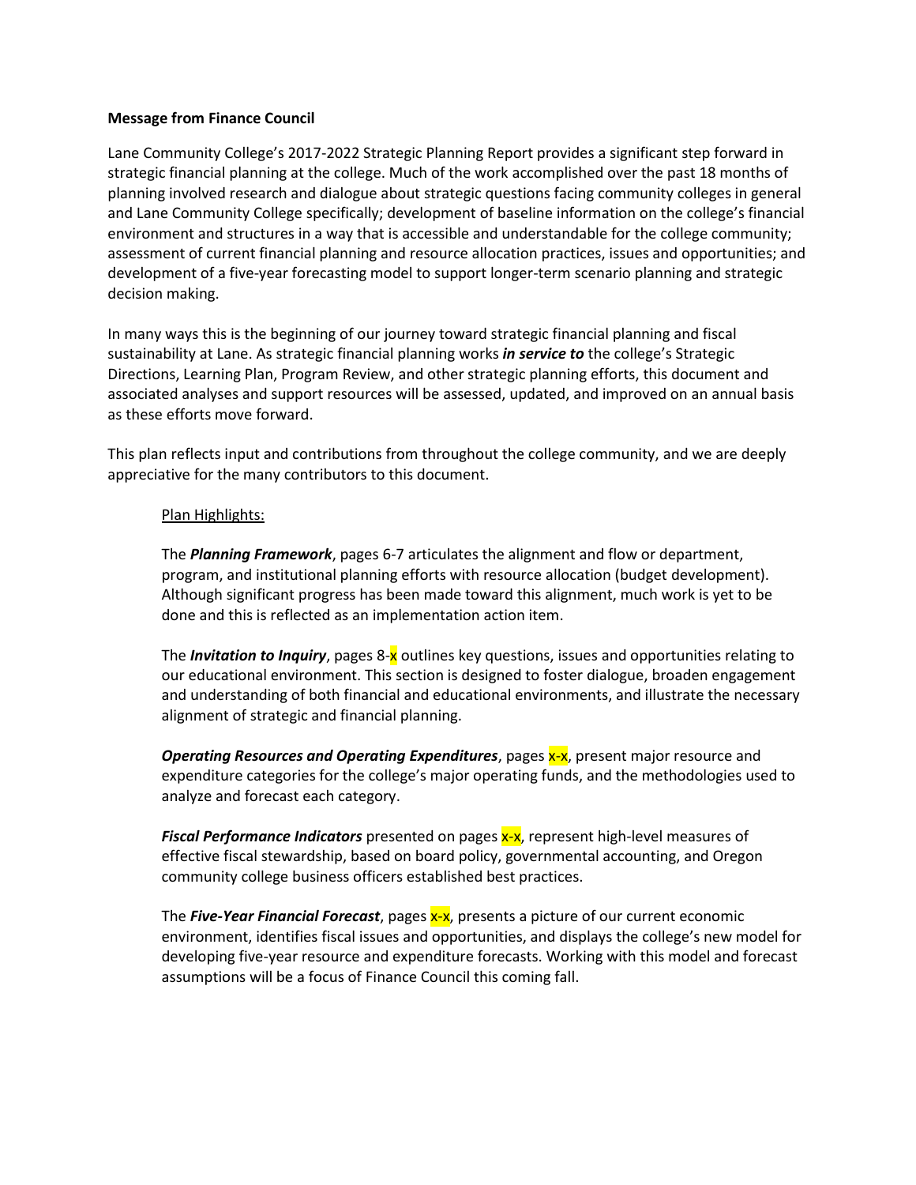**Message from Finance Council**

Lane Community College's 2017-2022 Strategic Planning Report provides a significant step forward in strategic financial planning at the college. Much of the work accomplished over the past 18 months of planning involved research and dialogue about strategic questions facing community colleges in general and Lane Community College specifically; development of baseline information on the college's financial environment and structures in a way that is accessible and understandable for the college community; assessment of current financial planning and resource allocation practices, issues and opportunities; and development of a five-year forecasting model to support longer-term scenario planning and strategic decision making.

In many ways this is the beginning of our journey toward strategic financial planning and fiscal sustainability at Lane. As strategic financial planning works ***in service to*** the college's Strategic Directions, Learning Plan, Program Review, and other strategic planning efforts, this document and associated analyses and support resources will be assessed, updated, and improved on an annual basis as these efforts move forward.

This plan reflects input and contributions from throughout the college community, and we are deeply appreciative for the many contributors to this document.

Plan Highlights:

The ***Planning Framework***, pages 6-7 articulates the alignment and flow or department, program, and institutional planning efforts with resource allocation (budget development). Although significant progress has been made toward this alignment, much work is yet to be done and this is reflected as an implementation action item.

The ***Invitation to Inquiry***, pages 8-x outlines key questions, issues and opportunities relating to our educational environment. This section is designed to foster dialogue, broaden engagement and understanding of both financial and educational environments, and illustrate the necessary alignment of strategic and financial planning.

***Operating Resources and Operating Expenditures***, pages x-x, present major resource and expenditure categories for the college's major operating funds, and the methodologies used to analyze and forecast each category.

***Fiscal Performance Indicators*** presented on pages x-x, represent high-level measures of effective fiscal stewardship, based on board policy, governmental accounting, and Oregon community college business officers established best practices.

The ***Five-Year Financial Forecast***, pages x-x, presents a picture of our current economic environment, identifies fiscal issues and opportunities, and displays the college's new model for developing five-year resource and expenditure forecasts. Working with this model and forecast assumptions will be a focus of Finance Council this coming fall.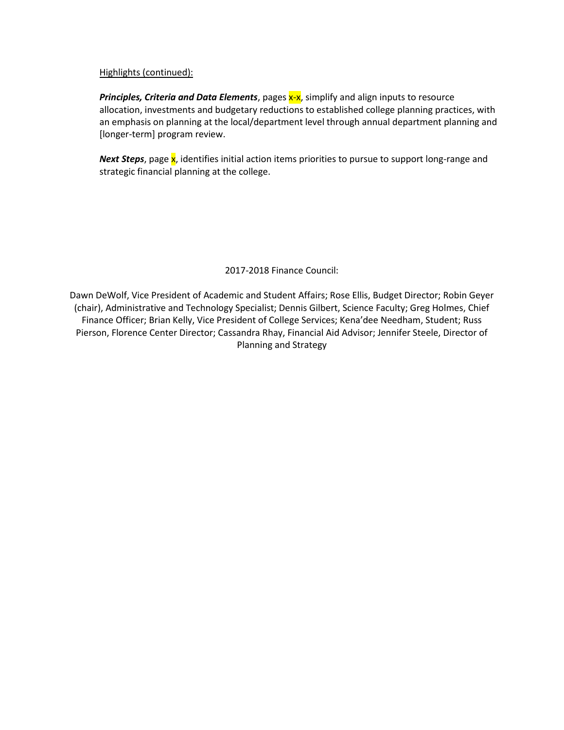<u>Highlights (continued):</u>

***Principles, Criteria and Data Elements***, pages x-x, simplify and align inputs to resource allocation, investments and budgetary reductions to established college planning practices, with an emphasis on planning at the local/department level through annual department planning and [longer-term] program review.

***Next Steps***, page x, identifies initial action items priorities to pursue to support long-range and strategic financial planning at the college.

2017-2018 Finance Council:

Dawn DeWolf, Vice President of Academic and Student Affairs; Rose Ellis, Budget Director; Robin Geyer (chair), Administrative and Technology Specialist; Dennis Gilbert, Science Faculty; Greg Holmes, Chief Finance Officer; Brian Kelly, Vice President of College Services; Kena'dee Needham, Student; Russ Pierson, Florence Center Director; Cassandra Rhay, Financial Aid Advisor; Jennifer Steele, Director of Planning and Strategy